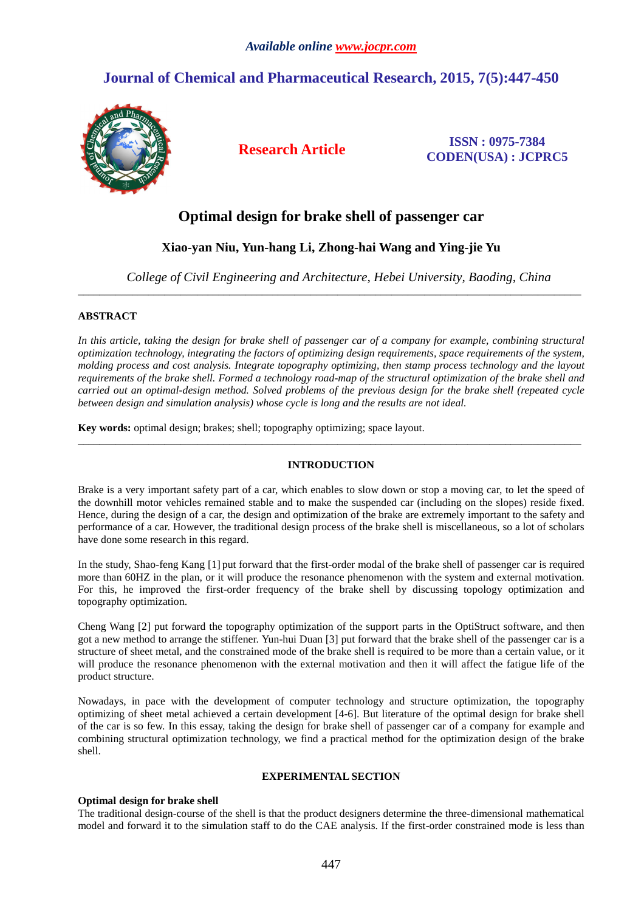# Optimal design for brake shell of passenger car

**Xiao-yan Niu, Yun-hang Li, Zhong-hai Wang and Ying-jie Yu**

*College of Civil Engineering and Architecture, Hebei University, Baoding, China*

---

## ABSTRACT

*In this article, taking the design for brake shell of passenger car of a company for example, combining structural optimization technology, integrating the factors of optimizing design requirements, space requirements of the system, molding process and cost analysis. Integrate topography optimizing, then stamp process technology and the layout requirements of the brake shell. Formed a technology road-map of the structural optimization of the brake shell and carried out an optimal-design method. Solved problems of the previous design for the brake shell (repeated cycle between design and simulation analysis) whose cycle is long and the results are not ideal.*

**Key words:** optimal design; brakes; shell; topography optimizing; space layout.

---

## INTRODUCTION

Brake is a very important safety part of a car, which enables to slow down or stop a moving car, to let the speed of the downhill motor vehicles remained stable and to make the suspended car (including on the slopes) reside fixed. Hence, during the design of a car, the design and optimization of the brake are extremely important to the safety and performance of a car. However, the traditional design process of the brake shell is miscellaneous, so a lot of scholars have done some research in this regard.

In the study, Shao-feng Kang [1] put forward that the first-order modal of the brake shell of passenger car is required more than 60HZ in the plan, or it will produce the resonance phenomenon with the system and external motivation. For this, he improved the first-order frequency of the brake shell by discussing topology optimization and topography optimization.

Cheng Wang [2] put forward the topography optimization of the support parts in the OptiStruct software, and then got a new method to arrange the stiffener. Yun-hui Duan [3] put forward that the brake shell of the passenger car is a structure of sheet metal, and the constrained mode of the brake shell is required to be more than a certain value, or it will produce the resonance phenomenon with the external motivation and then it will affect the fatigue life of the product structure.

Nowadays, in pace with the development of computer technology and structure optimization, the topography optimizing of sheet metal achieved a certain development [4-6]. But literature of the optimal design for brake shell of the car is so few. In this essay, taking the design for brake shell of passenger car of a company for example and combining structural optimization technology, we find a practical method for the optimization design of the brake shell.

## EXPERIMENTAL SECTION

### Optimal design for brake shell

The traditional design-course of the shell is that the product designers determine the three-dimensional mathematical model and forward it to the simulation staff to do the CAE analysis. If the first-order constrained mode is less than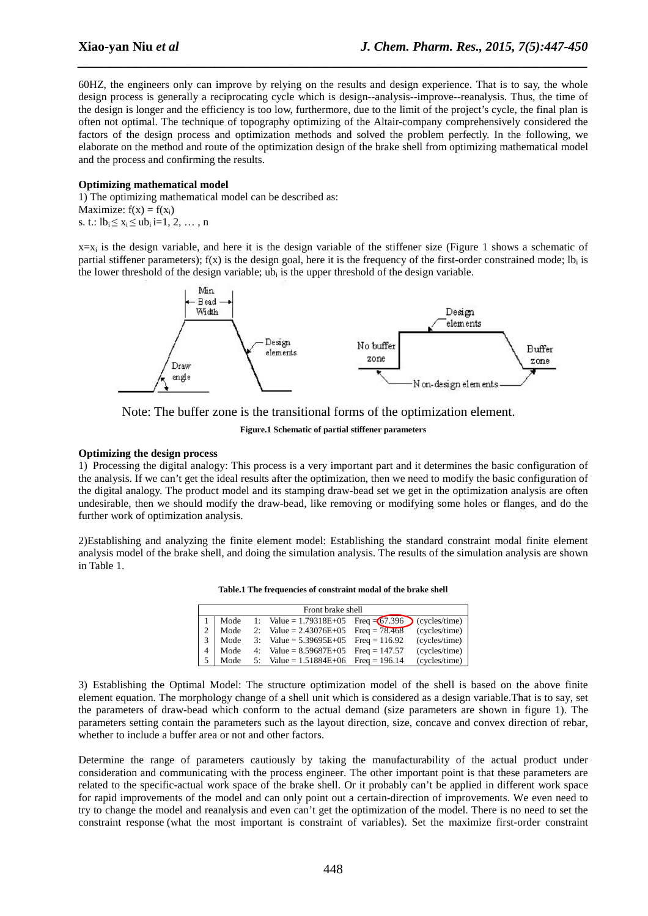60HZ, the engineers only can improve by relying on the results and design experience. That is to say, the whole design process is generally a reciprocating cycle which is design--analysis--improve--reanalysis. Thus, the time of the design is longer and the efficiency is too low, furthermore, due to the limit of the project's cycle, the final plan is often not optimal. The technique of topography optimizing of the Altair-company comprehensively considered the factors of the design process and optimization methods and solved the problem perfectly. In the following, we elaborate on the method and route of the optimization design of the brake shell from optimizing mathematical model and the process and confirming the results.

**Optimizing mathematical model**

1) The optimizing mathematical model can be described as:
Maximize: $f(x) = f(x_i)$
s. t.: $lb_i \leq x_i \leq ub_i$ i=1, 2, … , n

$x=x_i$ is the design variable, and here it is the design variable of the stiffener size (Figure 1 shows a schematic of partial stiffener parameters); $f(x)$ is the design goal, here it is the frequency of the first-order constrained mode; $lb_i$ is the lower threshold of the design variable; $ub_i$ is the upper threshold of the design variable.

Note: The buffer zone is the transitional forms of the optimization element.

**Figure.1 Schematic of partial stiffener parameters**

**Optimizing the design process**

1) Processing the digital analogy: This process is a very important part and it determines the basic configuration of the analysis. If we can't get the ideal results after the optimization, then we need to modify the basic configuration of the digital analogy. The product model and its stamping draw-bead set we get in the optimization analysis are often undesirable, then we should modify the draw-bead, like removing or modifying some holes or flanges, and do the further work of optimization analysis.

2)Establishing and analyzing the finite element model: Establishing the standard constraint modal finite element analysis model of the brake shell, and doing the simulation analysis. The results of the simulation analysis are shown in Table 1.

**Table.1 The frequencies of constraint modal of the brake shell**

| Front brake shell | | | | | |
|---|---|---|---|---|---|
| 1 | Mode | 1: | Value = 1.79318E+05 | Freq = 67.396 | (cycles/time) |
| 2 | Mode | 2: | Value = 2.43076E+05 | Freq = 78.468 | (cycles/time) |
| 3 | Mode | 3: | Value = 5.39695E+05 | Freq = 116.92 | (cycles/time) |
| 4 | Mode | 4: | Value = 8.59687E+05 | Freq = 147.57 | (cycles/time) |
| 5 | Mode | 5: | Value = 1.51884E+06 | Freq = 196.14 | (cycles/time) |

3) Establishing the Optimal Model: The structure optimization model of the shell is based on the above finite element equation. The morphology change of a shell unit which is considered as a design variable.That is to say, set the parameters of draw-bead which conform to the actual demand (size parameters are shown in figure 1). The parameters setting contain the parameters such as the layout direction, size, concave and convex direction of rebar, whether to include a buffer area or not and other factors.

Determine the range of parameters cautiously by taking the manufacturability of the actual product under consideration and communicating with the process engineer. The other important point is that these parameters are related to the specific-actual work space of the brake shell. Or it probably can't be applied in different work space for rapid improvements of the model and can only point out a certain-direction of improvements. We even need to try to change the model and reanalysis and even can't get the optimization of the model. There is no need to set the constraint response (what the most important is constraint of variables). Set the maximize first-order constraint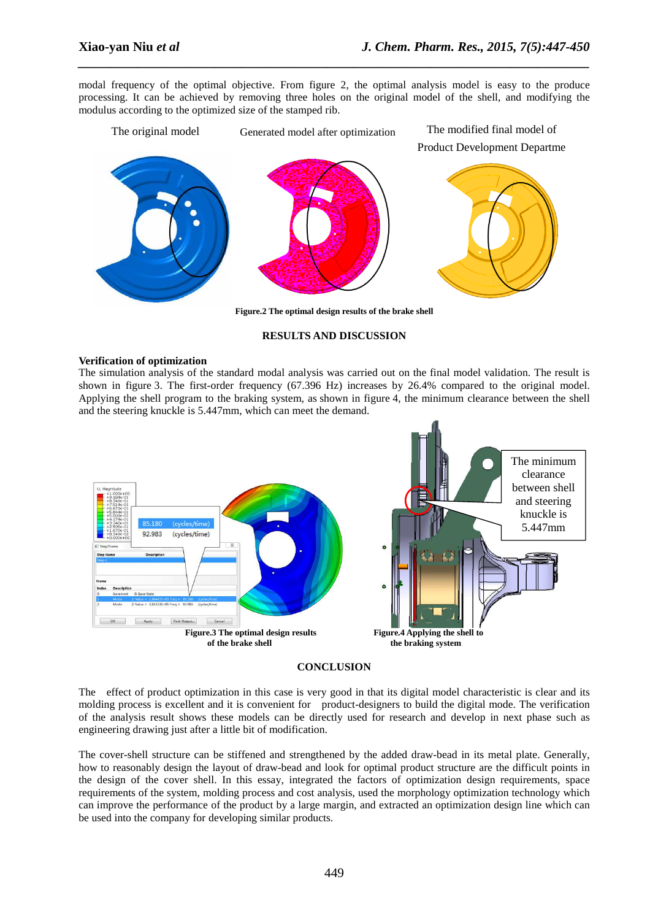modal frequency of the optimal objective. From figure 2, the optimal analysis model is easy to the produce processing. It can be achieved by removing three holes on the original model of the shell, and modifying the modulus according to the optimized size of the stamped rib.

**Figure.2 The optimal design results of the brake shell**

## RESULTS AND DISCUSSION

### Verification of optimization

The simulation analysis of the standard modal analysis was carried out on the final model validation. The result is shown in figure 3. The first-order frequency (67.396 Hz) increases by 26.4% compared to the original model. Applying the shell program to the braking system, as shown in figure 4, the minimum clearance between the shell and the steering knuckle is 5.447mm, which can meet the demand.

**Figure.3 The optimal design results of the brake shell**

**Figure.4 Applying the shell to the braking system**

## CONCLUSION

The effect of product optimization in this case is very good in that its digital model characteristic is clear and its molding process is excellent and it is convenient for product-designers to build the digital mode. The verification of the analysis result shows these models can be directly used for research and develop in next phase such as engineering drawing just after a little bit of modification.

The cover-shell structure can be stiffened and strengthened by the added draw-bead in its metal plate. Generally, how to reasonably design the layout of draw-bead and look for optimal product structure are the difficult points in the design of the cover shell. In this essay, integrated the factors of optimization design requirements, space requirements of the system, molding process and cost analysis, used the morphology optimization technology which can improve the performance of the product by a large margin, and extracted an optimization design line which can be used into the company for developing similar products.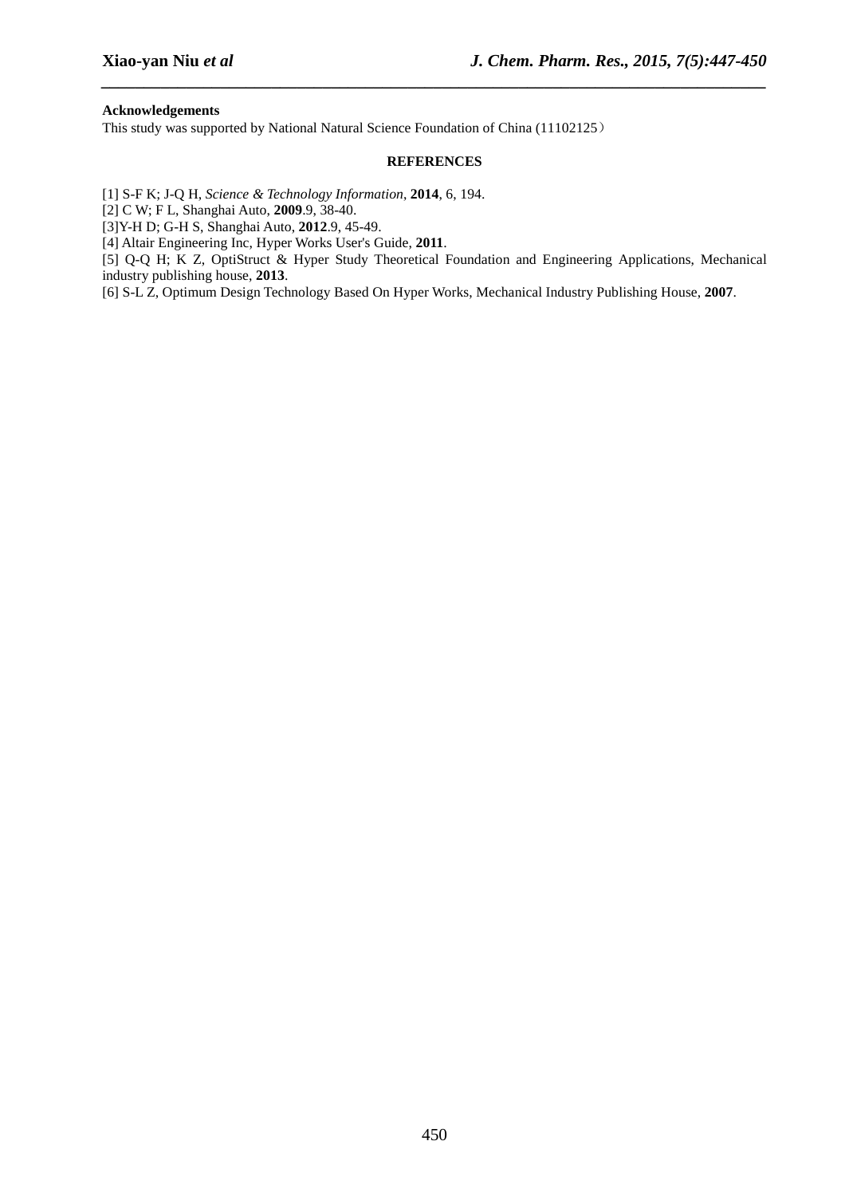**Acknowledgements**

This study was supported by National Natural Science Foundation of China (11102125）

## REFERENCES

[1] S-F K; J-Q H, *Science & Technology Information*, **2014**, 6, 194.

[2] C W; F L, Shanghai Auto, **2009**.9, 38-40.

[3]Y-H D; G-H S, Shanghai Auto, **2012**.9, 45-49.

[4] Altair Engineering Inc, Hyper Works User's Guide, **2011**.

[5] Q-Q H; K Z, OptiStruct & Hyper Study Theoretical Foundation and Engineering Applications, Mechanical industry publishing house, **2013**.

[6] S-L Z, Optimum Design Technology Based On Hyper Works, Mechanical Industry Publishing House, **2007**.